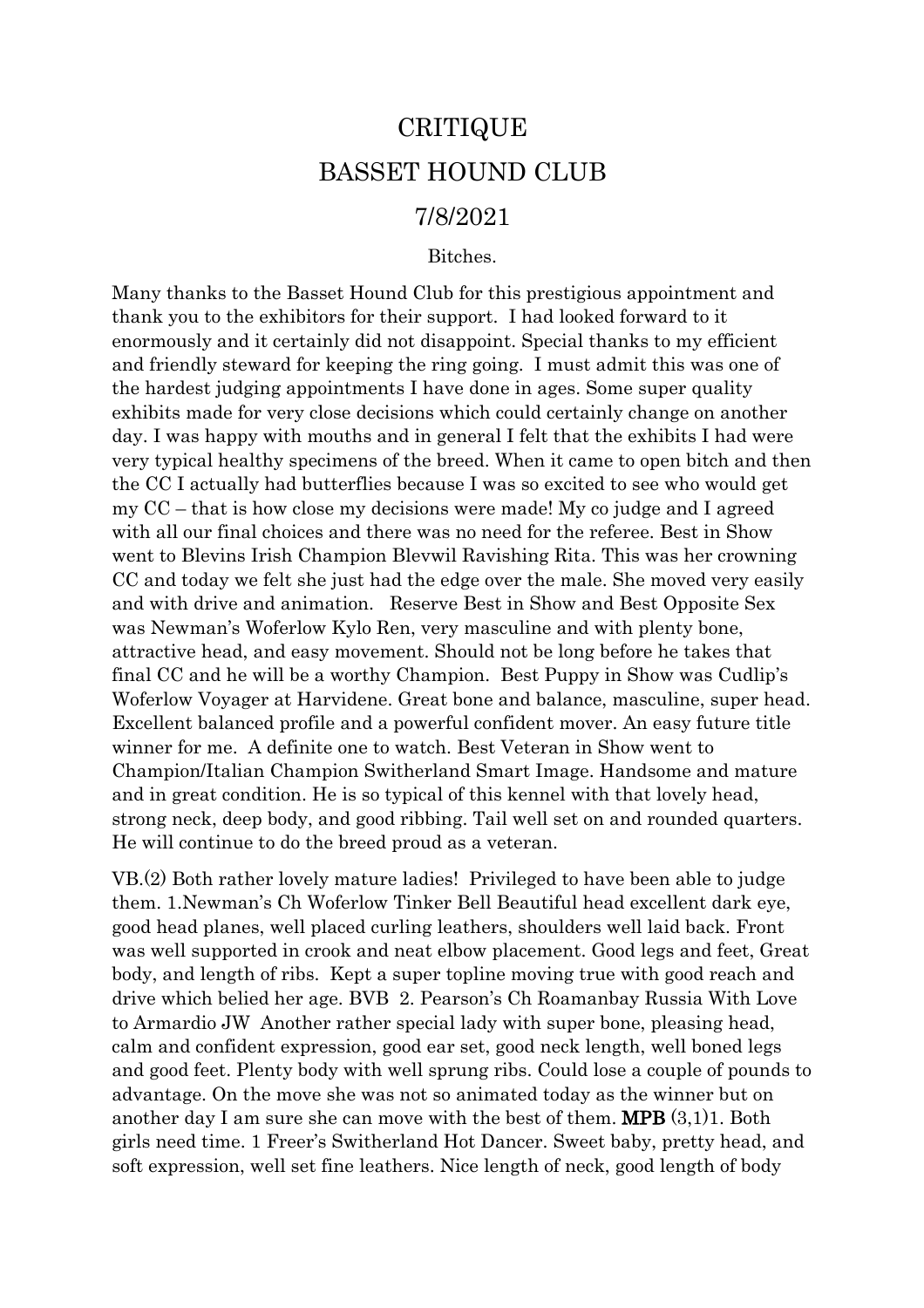# CRITIQUE

# BASSET HOUND CLUB

# 7/8/2021

Bitches.

Many thanks to the Basset Hound Club for this prestigious appointment and thank you to the exhibitors for their support. I had looked forward to it enormously and it certainly did not disappoint. Special thanks to my efficient and friendly steward for keeping the ring going. I must admit this was one of the hardest judging appointments I have done in ages. Some super quality exhibits made for very close decisions which could certainly change on another day. I was happy with mouths and in general I felt that the exhibits I had were very typical healthy specimens of the breed. When it came to open bitch and then the CC I actually had butterflies because I was so excited to see who would get my CC – that is how close my decisions were made! My co judge and I agreed with all our final choices and there was no need for the referee. Best in Show went to Blevins Irish Champion Blevwil Ravishing Rita. This was her crowning CC and today we felt she just had the edge over the male. She moved very easily and with drive and animation. Reserve Best in Show and Best Opposite Sex was Newman's Woferlow Kylo Ren, very masculine and with plenty bone, attractive head, and easy movement. Should not be long before he takes that final CC and he will be a worthy Champion. Best Puppy in Show was Cudlip's Woferlow Voyager at Harvidene. Great bone and balance, masculine, super head. Excellent balanced profile and a powerful confident mover. An easy future title winner for me. A definite one to watch. Best Veteran in Show went to Champion/Italian Champion Switherland Smart Image. Handsome and mature and in great condition. He is so typical of this kennel with that lovely head, strong neck, deep body, and good ribbing. Tail well set on and rounded quarters. He will continue to do the breed proud as a veteran.

VB.(2) Both rather lovely mature ladies! Privileged to have been able to judge them. 1.Newman's Ch Woferlow Tinker Bell Beautiful head excellent dark eye, good head planes, well placed curling leathers, shoulders well laid back. Front was well supported in crook and neat elbow placement. Good legs and feet, Great body, and length of ribs. Kept a super topline moving true with good reach and drive which belied her age. BVB 2. Pearson's Ch Roamanbay Russia With Love to Armardio JW Another rather special lady with super bone, pleasing head, calm and confident expression, good ear set, good neck length, well boned legs and good feet. Plenty body with well sprung ribs. Could lose a couple of pounds to advantage. On the move she was not so animated today as the winner but on another day I am sure she can move with the best of them. **MPB** (3,1)1. Both girls need time. 1 Freer's Switherland Hot Dancer. Sweet baby, pretty head, and soft expression, well set fine leathers. Nice length of neck, good length of body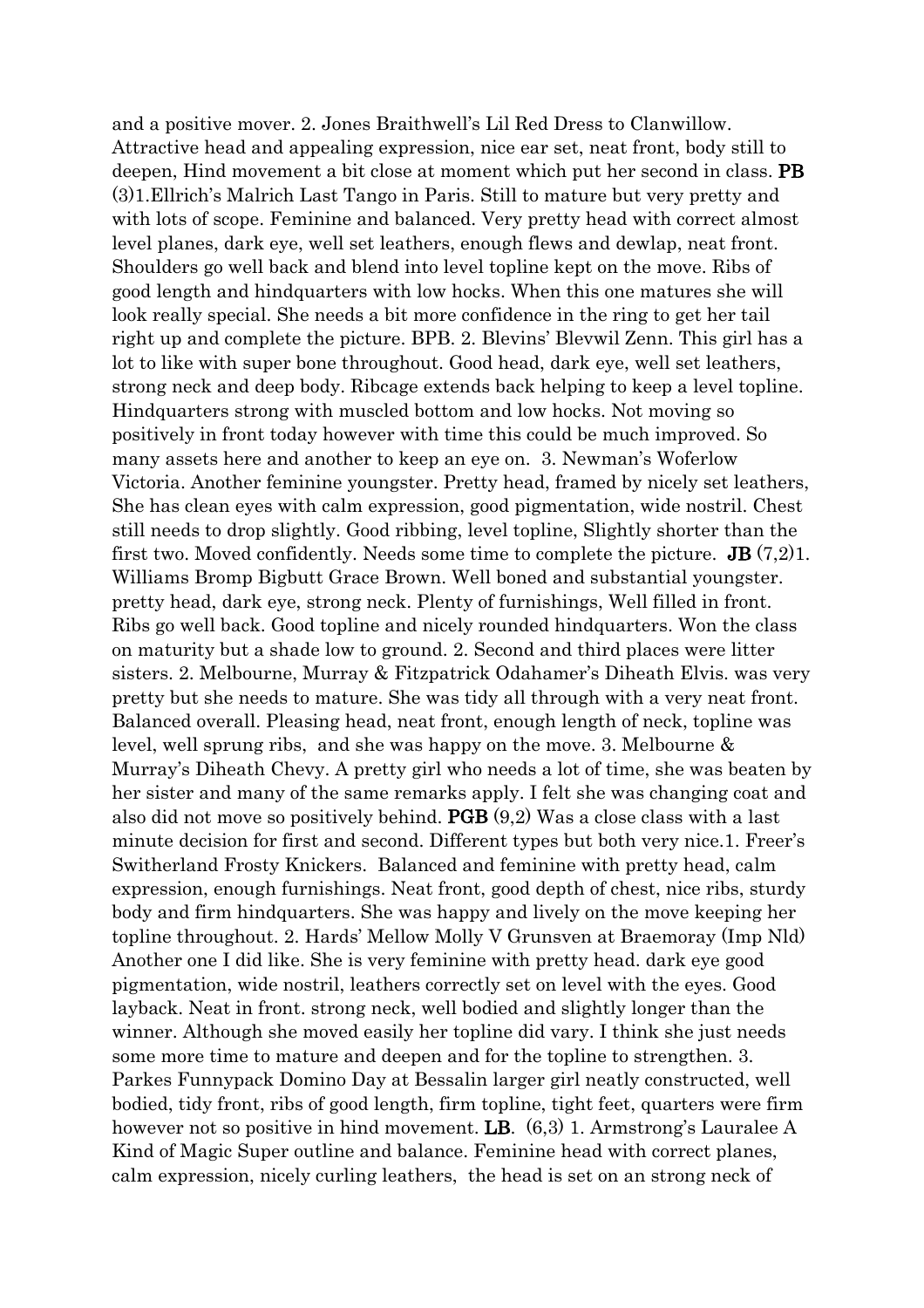and a positive mover. 2. Jones Braithwell's Lil Red Dress to Clanwillow. Attractive head and appealing expression, nice ear set, neat front, body still to deepen, Hind movement a bit close at moment which put her second in class. **PB** (3)1.Ellrich's Malrich Last Tango in Paris. Still to mature but very pretty and with lots of scope. Feminine and balanced. Very pretty head with correct almost level planes, dark eye, well set leathers, enough flews and dewlap, neat front. Shoulders go well back and blend into level topline kept on the move. Ribs of good length and hindquarters with low hocks. When this one matures she will look really special. She needs a bit more confidence in the ring to get her tail right up and complete the picture. BPB. 2. Blevins' Blevwil Zenn. This girl has a lot to like with super bone throughout. Good head, dark eye, well set leathers, strong neck and deep body. Ribcage extends back helping to keep a level topline. Hindquarters strong with muscled bottom and low hocks. Not moving so positively in front today however with time this could be much improved. So many assets here and another to keep an eye on. 3. Newman's Woferlow Victoria. Another feminine youngster. Pretty head, framed by nicely set leathers, She has clean eyes with calm expression, good pigmentation, wide nostril. Chest still needs to drop slightly. Good ribbing, level topline, Slightly shorter than the first two. Moved confidently. Needs some time to complete the picture. **JB** (7,2)1. Williams Bromp Bigbutt Grace Brown. Well boned and substantial youngster. pretty head, dark eye, strong neck. Plenty of furnishings, Well filled in front. Ribs go well back. Good topline and nicely rounded hindquarters. Won the class on maturity but a shade low to ground. 2. Second and third places were litter sisters. 2. Melbourne, Murray & Fitzpatrick Odahamer's Diheath Elvis. was very pretty but she needs to mature. She was tidy all through with a very neat front. Balanced overall. Pleasing head, neat front, enough length of neck, topline was level, well sprung ribs, and she was happy on the move. 3. Melbourne & Murray's Diheath Chevy. A pretty girl who needs a lot of time, she was beaten by her sister and many of the same remarks apply. I felt she was changing coat and also did not move so positively behind. **PGB** (9,2) Was a close class with a last minute decision for first and second. Different types but both very nice.1. Freer's Switherland Frosty Knickers. Balanced and feminine with pretty head, calm expression, enough furnishings. Neat front, good depth of chest, nice ribs, sturdy body and firm hindquarters. She was happy and lively on the move keeping her topline throughout. 2. Hards' Mellow Molly V Grunsven at Braemoray (Imp Nld) Another one I did like. She is very feminine with pretty head. dark eye good pigmentation, wide nostril, leathers correctly set on level with the eyes. Good layback. Neat in front. strong neck, well bodied and slightly longer than the winner. Although she moved easily her topline did vary. I think she just needs some more time to mature and deepen and for the topline to strengthen. 3. Parkes Funnypack Domino Day at Bessalin larger girl neatly constructed, well bodied, tidy front, ribs of good length, firm topline, tight feet, quarters were firm however not so positive in hind movement. **LB**. (6,3) 1. Armstrong's Lauralee A Kind of Magic Super outline and balance. Feminine head with correct planes, calm expression, nicely curling leathers, the head is set on an strong neck of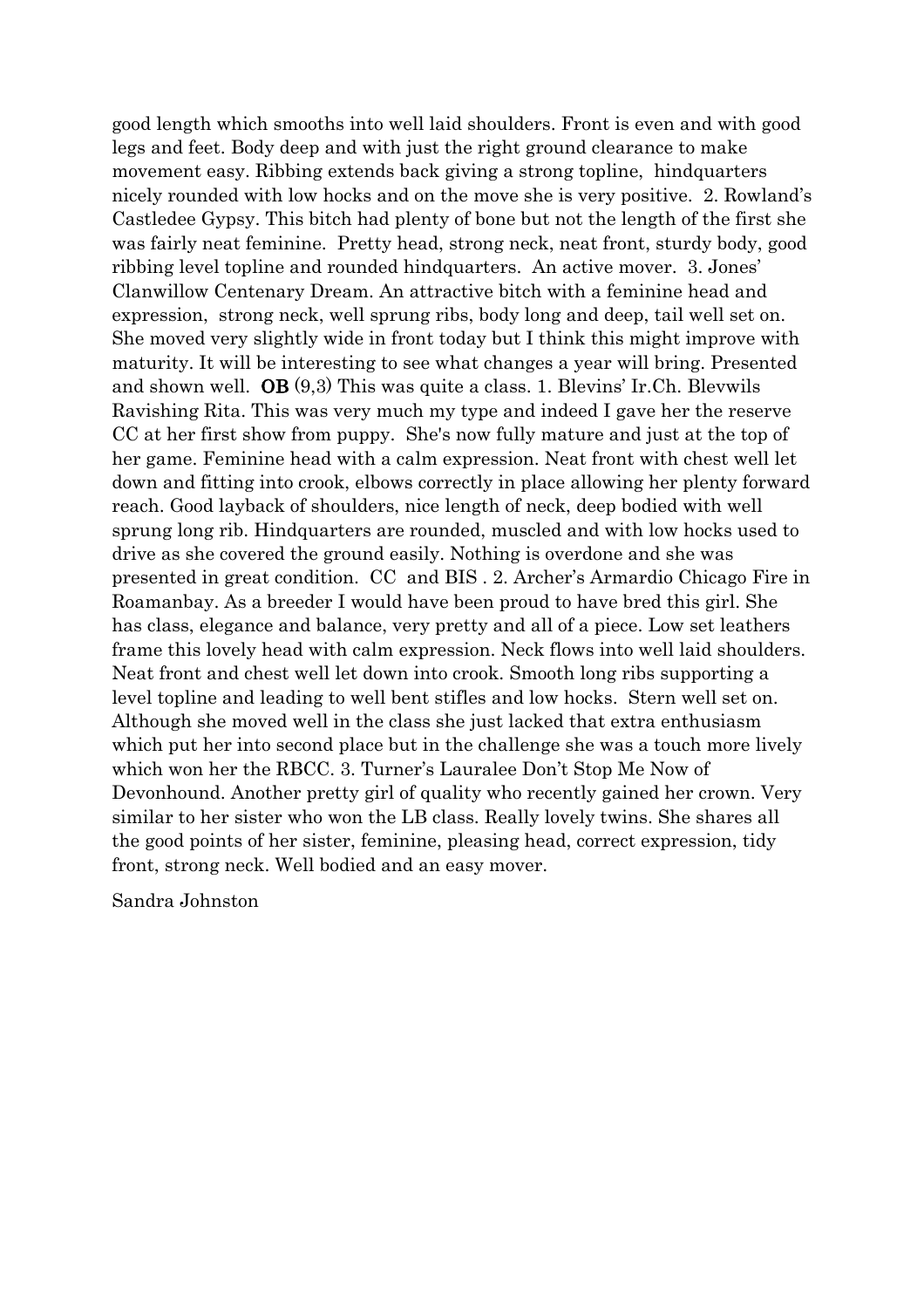good length which smooths into well laid shoulders. Front is even and with good legs and feet. Body deep and with just the right ground clearance to make movement easy. Ribbing extends back giving a strong topline, hindquarters nicely rounded with low hocks and on the move she is very positive. 2. Rowland's Castledee Gypsy. This bitch had plenty of bone but not the length of the first she was fairly neat feminine. Pretty head, strong neck, neat front, sturdy body, good ribbing level topline and rounded hindquarters. An active mover. 3. Jones' Clanwillow Centenary Dream. An attractive bitch with a feminine head and expression, strong neck, well sprung ribs, body long and deep, tail well set on. She moved very slightly wide in front today but I think this might improve with maturity. It will be interesting to see what changes a year will bring. Presented and shown well. **OB** (9,3) This was quite a class. 1. Blevins' Ir.Ch. Blevwils Ravishing Rita. This was very much my type and indeed I gave her the reserve CC at her first show from puppy. She's now fully mature and just at the top of her game. Feminine head with a calm expression. Neat front with chest well let down and fitting into crook, elbows correctly in place allowing her plenty forward reach. Good layback of shoulders, nice length of neck, deep bodied with well sprung long rib. Hindquarters are rounded, muscled and with low hocks used to drive as she covered the ground easily. Nothing is overdone and she was presented in great condition. CC and BIS . 2. Archer's Armardio Chicago Fire in Roamanbay. As a breeder I would have been proud to have bred this girl. She has class, elegance and balance, very pretty and all of a piece. Low set leathers frame this lovely head with calm expression. Neck flows into well laid shoulders. Neat front and chest well let down into crook. Smooth long ribs supporting a level topline and leading to well bent stifles and low hocks. Stern well set on. Although she moved well in the class she just lacked that extra enthusiasm which put her into second place but in the challenge she was a touch more lively which won her the RBCC. 3. Turner's Lauralee Don't Stop Me Now of Devonhound. Another pretty girl of quality who recently gained her crown. Very similar to her sister who won the LB class. Really lovely twins. She shares all the good points of her sister, feminine, pleasing head, correct expression, tidy front, strong neck. Well bodied and an easy mover.

Sandra Johnston